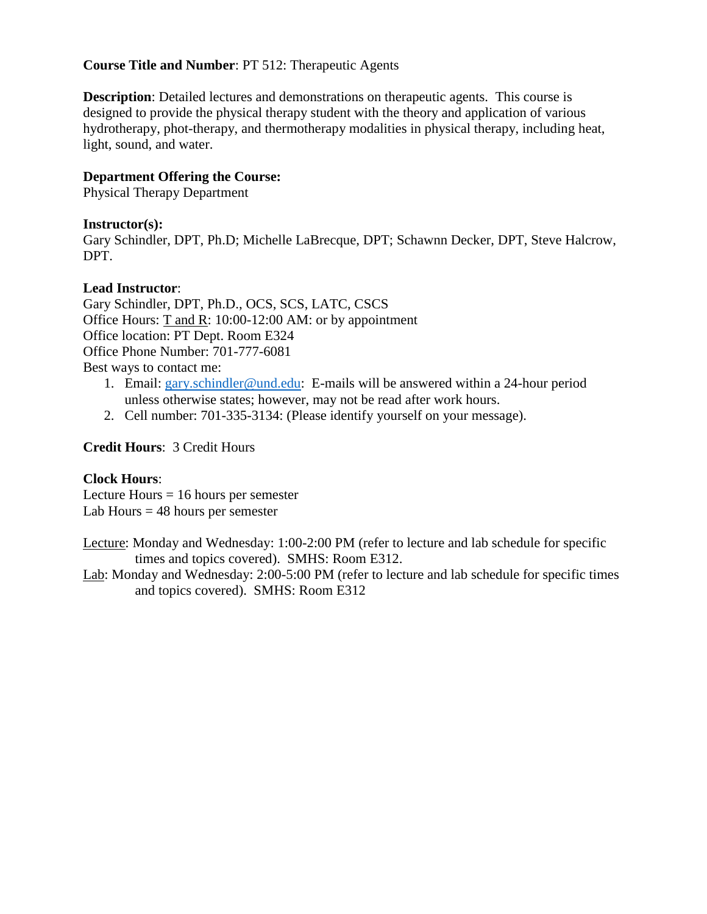**Course Title and Number**: PT 512: Therapeutic Agents

**Description**: Detailed lectures and demonstrations on therapeutic agents. This course is designed to provide the physical therapy student with the theory and application of various hydrotherapy, phot-therapy, and thermotherapy modalities in physical therapy, including heat, light, sound, and water.

**Department Offering the Course:**
Physical Therapy Department

**Instructor(s):**
Gary Schindler, DPT, Ph.D; Michelle LaBrecque, DPT; Schawnn Decker, DPT, Steve Halcrow, DPT.

**Lead Instructor**:
Gary Schindler, DPT, Ph.D., OCS, SCS, LATC, CSCS
Office Hours: T and R: 10:00-12:00 AM: or by appointment
Office location: PT Dept. Room E324
Office Phone Number: 701-777-6081
Best ways to contact me:

1. Email: gary.schindler@und.edu: E-mails will be answered within a 24-hour period unless otherwise states; however, may not be read after work hours.
2. Cell number: 701-335-3134: (Please identify yourself on your message).

**Credit Hours**: 3 Credit Hours

**Clock Hours**:
Lecture Hours = 16 hours per semester
Lab Hours = 48 hours per semester

Lecture: Monday and Wednesday: 1:00-2:00 PM (refer to lecture and lab schedule for specific times and topics covered). SMHS: Room E312.
Lab: Monday and Wednesday: 2:00-5:00 PM (refer to lecture and lab schedule for specific times and topics covered). SMHS: Room E312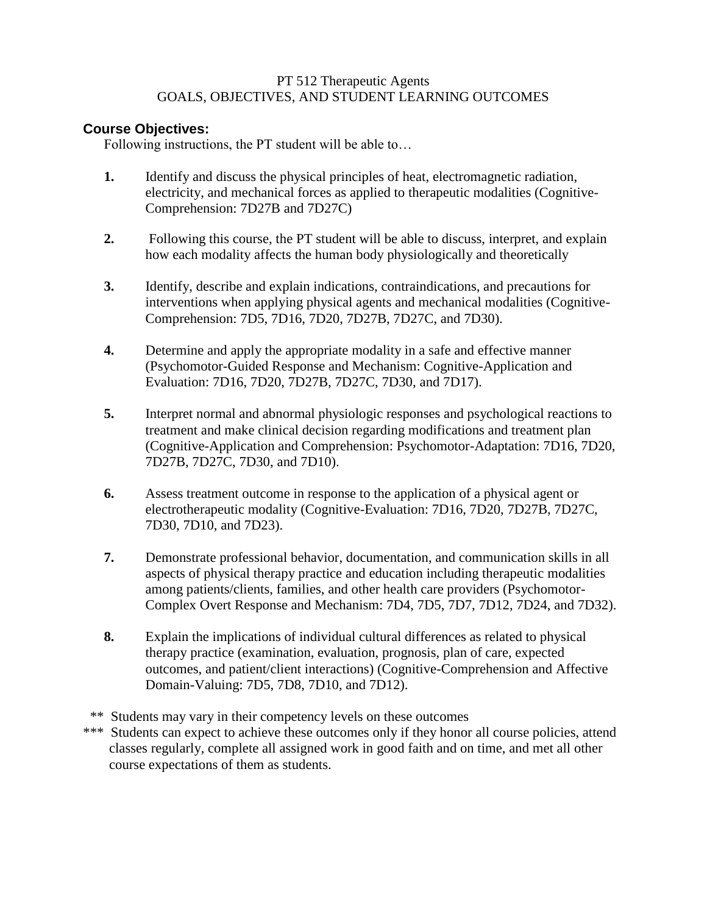PT 512 Therapeutic Agents
GOALS, OBJECTIVES, AND STUDENT LEARNING OUTCOMES

## Course Objectives:

Following instructions, the PT student will be able to…

1. Identify and discuss the physical principles of heat, electromagnetic radiation, electricity, and mechanical forces as applied to therapeutic modalities (Cognitive-Comprehension: 7D27B and 7D27C)

2. Following this course, the PT student will be able to discuss, interpret, and explain how each modality affects the human body physiologically and theoretically

3. Identify, describe and explain indications, contraindications, and precautions for interventions when applying physical agents and mechanical modalities (Cognitive-Comprehension: 7D5, 7D16, 7D20, 7D27B, 7D27C, and 7D30).

4. Determine and apply the appropriate modality in a safe and effective manner (Psychomotor-Guided Response and Mechanism: Cognitive-Application and Evaluation: 7D16, 7D20, 7D27B, 7D27C, 7D30, and 7D17).

5. Interpret normal and abnormal physiologic responses and psychological reactions to treatment and make clinical decision regarding modifications and treatment plan (Cognitive-Application and Comprehension: Psychomotor-Adaptation: 7D16, 7D20, 7D27B, 7D27C, 7D30, and 7D10).

6. Assess treatment outcome in response to the application of a physical agent or electrotherapeutic modality (Cognitive-Evaluation: 7D16, 7D20, 7D27B, 7D27C, 7D30, 7D10, and 7D23).

7. Demonstrate professional behavior, documentation, and communication skills in all aspects of physical therapy practice and education including therapeutic modalities among patients/clients, families, and other health care providers (Psychomotor-Complex Overt Response and Mechanism: 7D4, 7D5, 7D7, 7D12, 7D24, and 7D32).

8. Explain the implications of individual cultural differences as related to physical therapy practice (examination, evaluation, prognosis, plan of care, expected outcomes, and patient/client interactions) (Cognitive-Comprehension and Affective Domain-Valuing: 7D5, 7D8, 7D10, and 7D12).

** Students may vary in their competency levels on these outcomes

*** Students can expect to achieve these outcomes only if they honor all course policies, attend classes regularly, complete all assigned work in good faith and on time, and met all other course expectations of them as students.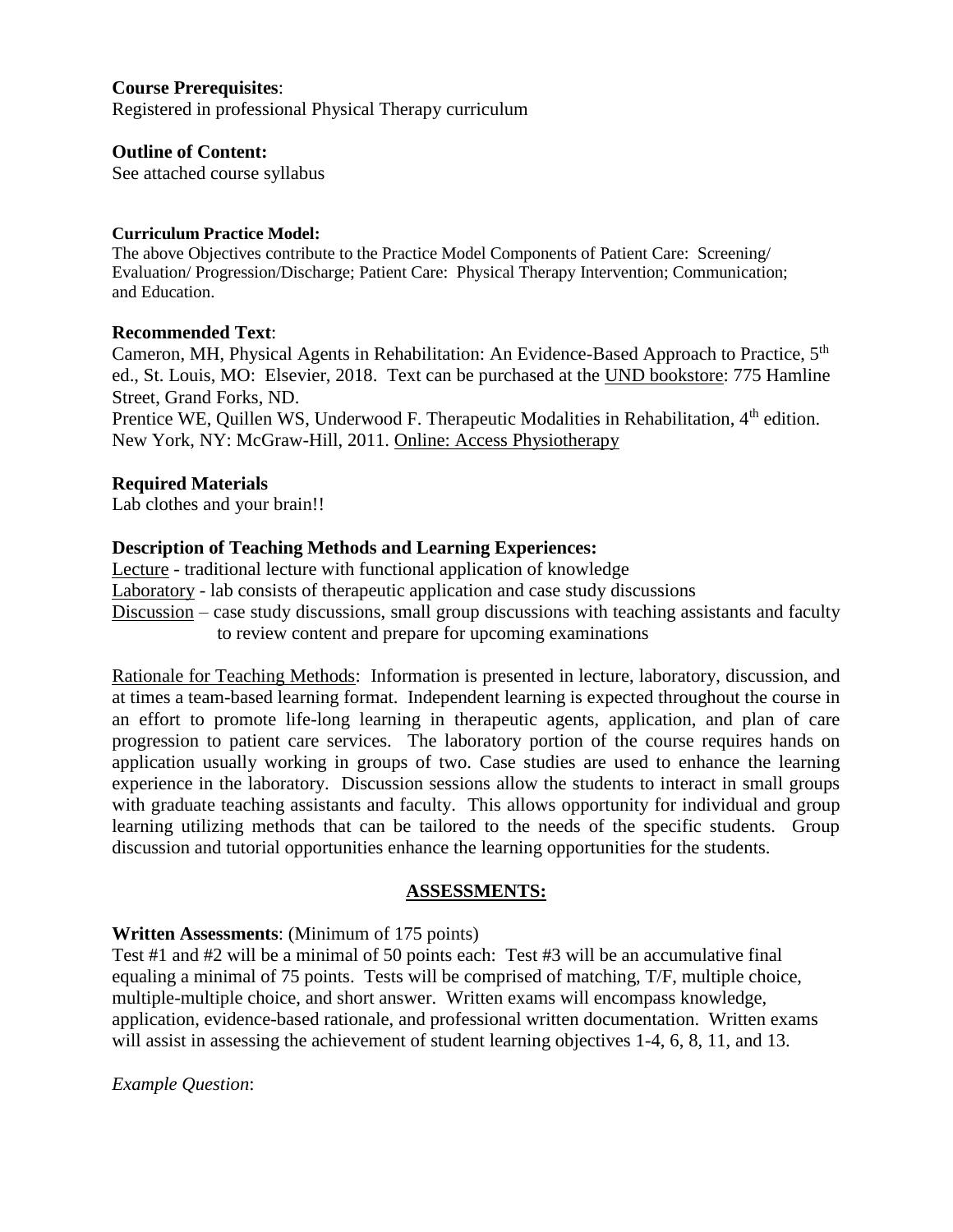**Course Prerequisites**:
Registered in professional Physical Therapy curriculum

**Outline of Content:**
See attached course syllabus

**Curriculum Practice Model:**
The above Objectives contribute to the Practice Model Components of Patient Care: Screening/ Evaluation/ Progression/Discharge; Patient Care: Physical Therapy Intervention; Communication; and Education.

**Recommended Text**:
Cameron, MH, Physical Agents in Rehabilitation: An Evidence-Based Approach to Practice, 5th ed., St. Louis, MO: Elsevier, 2018. Text can be purchased at the UND bookstore: 775 Hamline Street, Grand Forks, ND.
Prentice WE, Quillen WS, Underwood F. Therapeutic Modalities in Rehabilitation, 4th edition. New York, NY: McGraw-Hill, 2011. Online: Access Physiotherapy

**Required Materials**
Lab clothes and your brain!!

**Description of Teaching Methods and Learning Experiences:**
Lecture - traditional lecture with functional application of knowledge
Laboratory - lab consists of therapeutic application and case study discussions
Discussion – case study discussions, small group discussions with teaching assistants and faculty to review content and prepare for upcoming examinations

Rationale for Teaching Methods: Information is presented in lecture, laboratory, discussion, and at times a team-based learning format. Independent learning is expected throughout the course in an effort to promote life-long learning in therapeutic agents, application, and plan of care progression to patient care services. The laboratory portion of the course requires hands on application usually working in groups of two. Case studies are used to enhance the learning experience in the laboratory. Discussion sessions allow the students to interact in small groups with graduate teaching assistants and faculty. This allows opportunity for individual and group learning utilizing methods that can be tailored to the needs of the specific students. Group discussion and tutorial opportunities enhance the learning opportunities for the students.

## ASSESSMENTS:

**Written Assessments**: (Minimum of 175 points)
Test #1 and #2 will be a minimal of 50 points each: Test #3 will be an accumulative final equaling a minimal of 75 points. Tests will be comprised of matching, T/F, multiple choice, multiple-multiple choice, and short answer. Written exams will encompass knowledge, application, evidence-based rationale, and professional written documentation. Written exams will assist in assessing the achievement of student learning objectives 1-4, 6, 8, 11, and 13.

*Example Question*: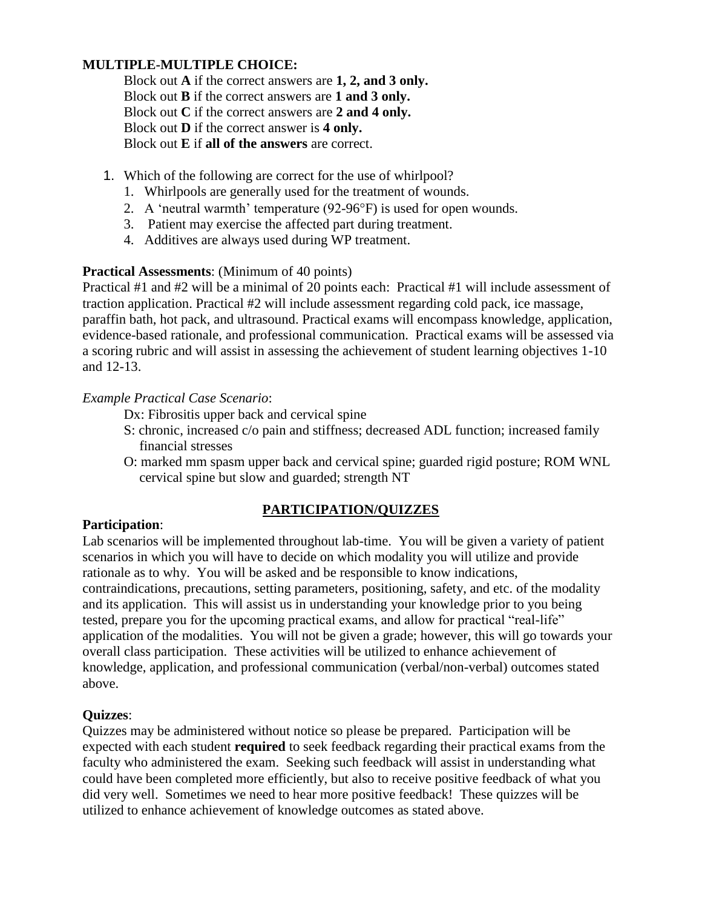**MULTIPLE-MULTIPLE CHOICE:**

Block out **A** if the correct answers are **1, 2, and 3 only.**
Block out **B** if the correct answers are **1 and 3 only.**
Block out **C** if the correct answers are **2 and 4 only.**
Block out **D** if the correct answer is **4 only.**
Block out **E** if **all of the answers** are correct.

1. Which of the following are correct for the use of whirlpool?
    1. Whirlpools are generally used for the treatment of wounds.
    2. A 'neutral warmth' temperature (92-96°F) is used for open wounds.
    3. Patient may exercise the affected part during treatment.
    4. Additives are always used during WP treatment.

**Practical Assessments**: (Minimum of 40 points)
Practical #1 and #2 will be a minimal of 20 points each: Practical #1 will include assessment of traction application. Practical #2 will include assessment regarding cold pack, ice massage, paraffin bath, hot pack, and ultrasound. Practical exams will encompass knowledge, application, evidence-based rationale, and professional communication. Practical exams will be assessed via a scoring rubric and will assist in assessing the achievement of student learning objectives 1-10 and 12-13.

*Example Practical Case Scenario*:

Dx: Fibrositis upper back and cervical spine
S: chronic, increased c/o pain and stiffness; decreased ADL function; increased family financial stresses
O: marked mm spasm upper back and cervical spine; guarded rigid posture; ROM WNL cervical spine but slow and guarded; strength NT

## PARTICIPATION/QUIZZES

**Participation**:
Lab scenarios will be implemented throughout lab-time. You will be given a variety of patient scenarios in which you will have to decide on which modality you will utilize and provide rationale as to why. You will be asked and be responsible to know indications, contraindications, precautions, setting parameters, positioning, safety, and etc. of the modality and its application. This will assist us in understanding your knowledge prior to you being tested, prepare you for the upcoming practical exams, and allow for practical "real-life" application of the modalities. You will not be given a grade; however, this will go towards your overall class participation. These activities will be utilized to enhance achievement of knowledge, application, and professional communication (verbal/non-verbal) outcomes stated above.

**Quizzes**:
Quizzes may be administered without notice so please be prepared. Participation will be expected with each student **required** to seek feedback regarding their practical exams from the faculty who administered the exam. Seeking such feedback will assist in understanding what could have been completed more efficiently, but also to receive positive feedback of what you did very well. Sometimes we need to hear more positive feedback! These quizzes will be utilized to enhance achievement of knowledge outcomes as stated above.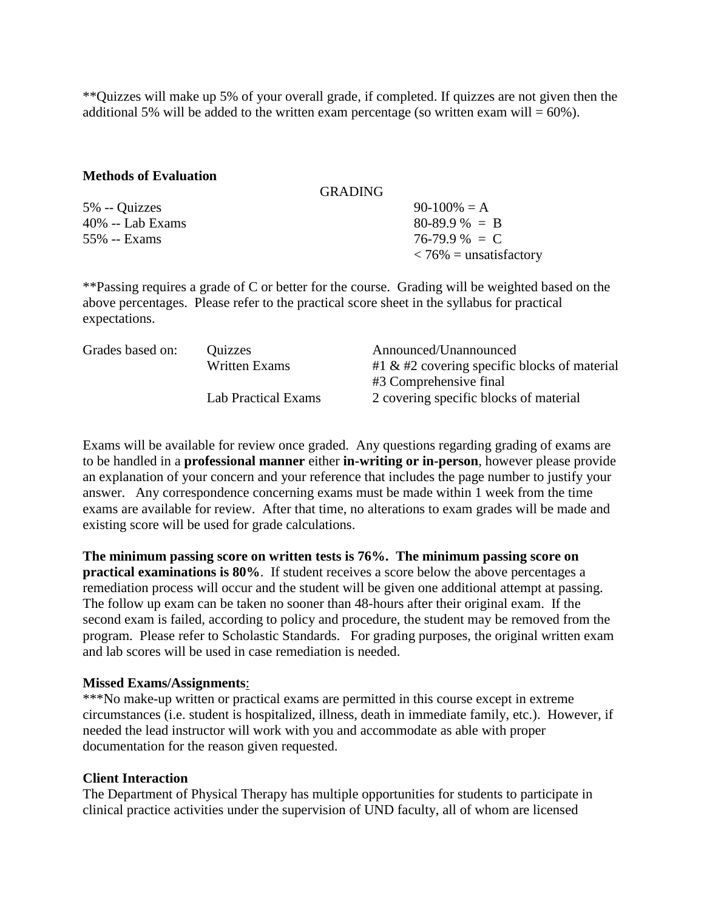**Quizzes will make up 5% of your overall grade, if completed. If quizzes are not given then the additional 5% will be added to the written exam percentage (so written exam will = 60%).

**Methods of Evaluation**

| | GRADING |
|---|---|
| 5% -- Quizzes | 90-100% = A |
| 40% -- Lab Exams | 80-89.9 % = B |
| 55% -- Exams | 76-79.9 % = C |
| | < 76% = unsatisfactory |

**Passing requires a grade of C or better for the course. Grading will be weighted based on the above percentages. Please refer to the practical score sheet in the syllabus for practical expectations.

| Grades based on: | Quizzes | Announced/Unannounced |
|---|---|---|
| | Written Exams | #1 & #2 covering specific blocks of material<br>#3 Comprehensive final |
| | Lab Practical Exams | 2 covering specific blocks of material |

Exams will be available for review once graded. Any questions regarding grading of exams are to be handled in a **professional manner** either **in-writing or in-person**, however please provide an explanation of your concern and your reference that includes the page number to justify your answer. Any correspondence concerning exams must be made within 1 week from the time exams are available for review. After that time, no alterations to exam grades will be made and existing score will be used for grade calculations.

**The minimum passing score on written tests is 76%. The minimum passing score on practical examinations is 80%**. If student receives a score below the above percentages a remediation process will occur and the student will be given one additional attempt at passing. The follow up exam can be taken no sooner than 48-hours after their original exam. If the second exam is failed, according to policy and procedure, the student may be removed from the program. Please refer to Scholastic Standards. For grading purposes, the original written exam and lab scores will be used in case remediation is needed.

**Missed Exams/Assignments**:
***No make-up written or practical exams are permitted in this course except in extreme circumstances (i.e. student is hospitalized, illness, death in immediate family, etc.). However, if needed the lead instructor will work with you and accommodate as able with proper documentation for the reason given requested.

**Client Interaction**
The Department of Physical Therapy has multiple opportunities for students to participate in clinical practice activities under the supervision of UND faculty, all of whom are licensed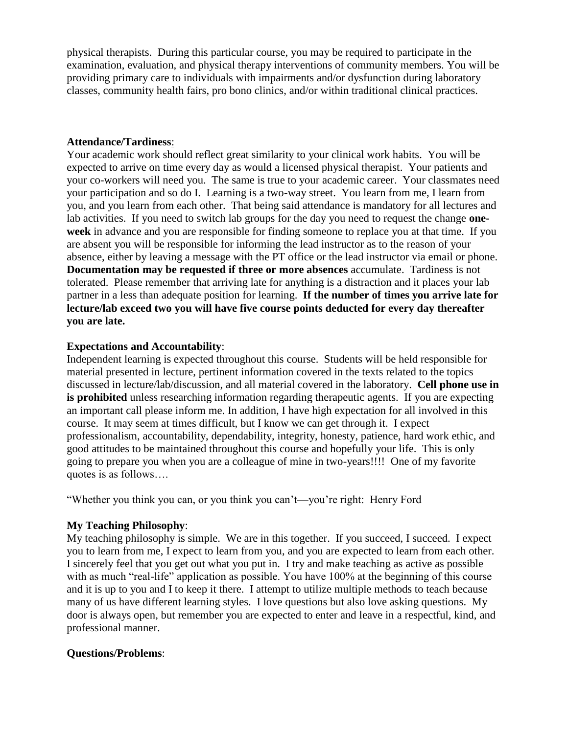physical therapists. During this particular course, you may be required to participate in the examination, evaluation, and physical therapy interventions of community members. You will be providing primary care to individuals with impairments and/or dysfunction during laboratory classes, community health fairs, pro bono clinics, and/or within traditional clinical practices.

**Attendance/Tardiness**:

Your academic work should reflect great similarity to your clinical work habits. You will be expected to arrive on time every day as would a licensed physical therapist. Your patients and your co-workers will need you. The same is true to your academic career. Your classmates need your participation and so do I. Learning is a two-way street. You learn from me, I learn from you, and you learn from each other. That being said attendance is mandatory for all lectures and lab activities. If you need to switch lab groups for the day you need to request the change **one-week** in advance and you are responsible for finding someone to replace you at that time. If you are absent you will be responsible for informing the lead instructor as to the reason of your absence, either by leaving a message with the PT office or the lead instructor via email or phone. **Documentation may be requested if three or more absences** accumulate. Tardiness is not tolerated. Please remember that arriving late for anything is a distraction and it places your lab partner in a less than adequate position for learning. **If the number of times you arrive late for lecture/lab exceed two you will have five course points deducted for every day thereafter you are late.**

**Expectations and Accountability**:

Independent learning is expected throughout this course. Students will be held responsible for material presented in lecture, pertinent information covered in the texts related to the topics discussed in lecture/lab/discussion, and all material covered in the laboratory. **Cell phone use in is prohibited** unless researching information regarding therapeutic agents. If you are expecting an important call please inform me. In addition, I have high expectation for all involved in this course. It may seem at times difficult, but I know we can get through it. I expect professionalism, accountability, dependability, integrity, honesty, patience, hard work ethic, and good attitudes to be maintained throughout this course and hopefully your life. This is only going to prepare you when you are a colleague of mine in two-years!!!! One of my favorite quotes is as follows….

"Whether you think you can, or you think you can't—you're right: Henry Ford

**My Teaching Philosophy**:

My teaching philosophy is simple. We are in this together. If you succeed, I succeed. I expect you to learn from me, I expect to learn from you, and you are expected to learn from each other. I sincerely feel that you get out what you put in. I try and make teaching as active as possible with as much "real-life" application as possible. You have 100% at the beginning of this course and it is up to you and I to keep it there. I attempt to utilize multiple methods to teach because many of us have different learning styles. I love questions but also love asking questions. My door is always open, but remember you are expected to enter and leave in a respectful, kind, and professional manner.

**Questions/Problems**: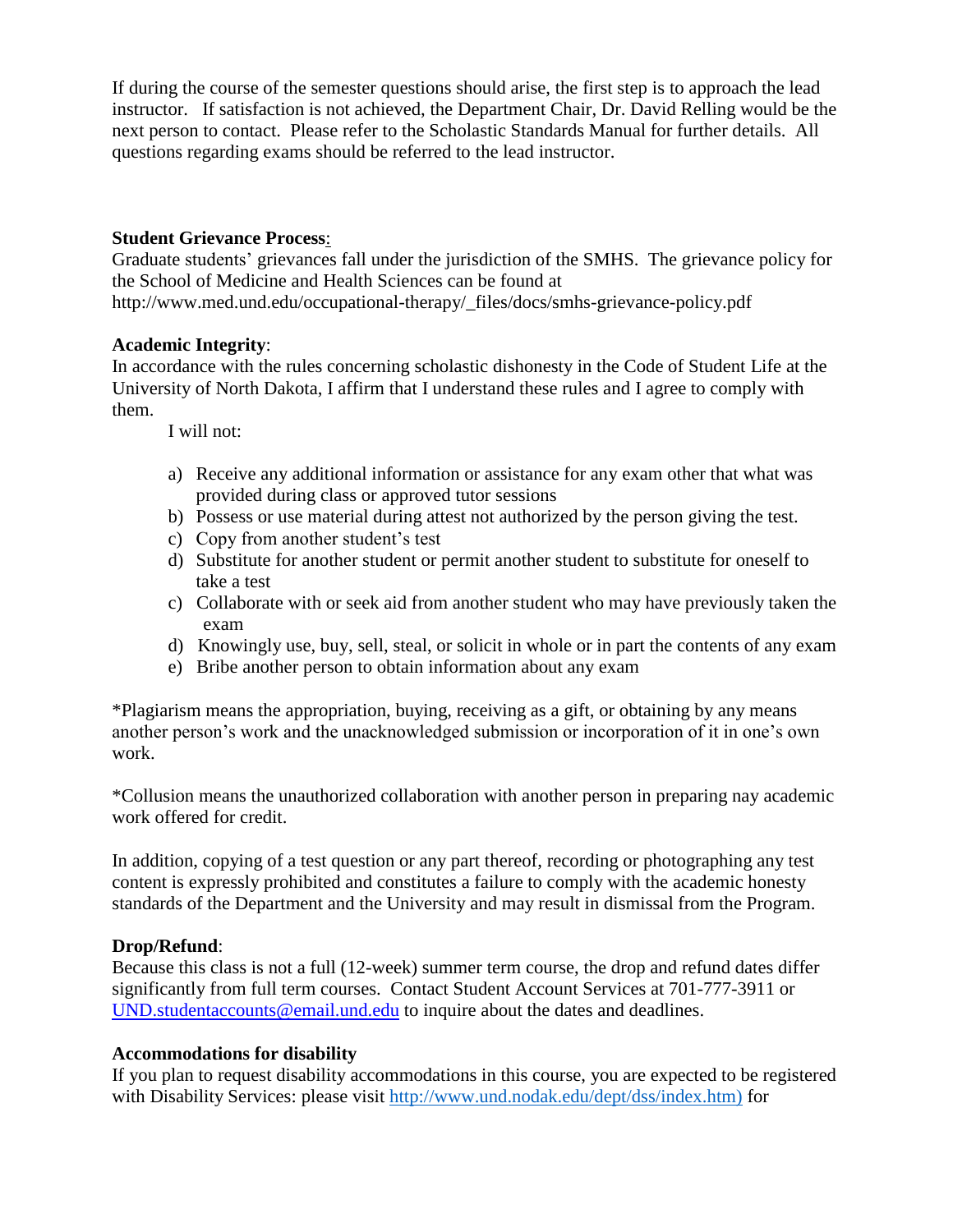If during the course of the semester questions should arise, the first step is to approach the lead instructor. If satisfaction is not achieved, the Department Chair, Dr. David Relling would be the next person to contact. Please refer to the Scholastic Standards Manual for further details. All questions regarding exams should be referred to the lead instructor.

**Student Grievance Process**:
Graduate students' grievances fall under the jurisdiction of the SMHS. The grievance policy for the School of Medicine and Health Sciences can be found at http://www.med.und.edu/occupational-therapy/_files/docs/smhs-grievance-policy.pdf

**Academic Integrity**:
In accordance with the rules concerning scholastic dishonesty in the Code of Student Life at the University of North Dakota, I affirm that I understand these rules and I agree to comply with them.

I will not:

a) Receive any additional information or assistance for any exam other that what was provided during class or approved tutor sessions
b) Possess or use material during attest not authorized by the person giving the test.
c) Copy from another student's test
d) Substitute for another student or permit another student to substitute for oneself to take a test
c) Collaborate with or seek aid from another student who may have previously taken the exam
d) Knowingly use, buy, sell, steal, or solicit in whole or in part the contents of any exam
e) Bribe another person to obtain information about any exam

*Plagiarism means the appropriation, buying, receiving as a gift, or obtaining by any means another person's work and the unacknowledged submission or incorporation of it in one's own work.

*Collusion means the unauthorized collaboration with another person in preparing nay academic work offered for credit.

In addition, copying of a test question or any part thereof, recording or photographing any test content is expressly prohibited and constitutes a failure to comply with the academic honesty standards of the Department and the University and may result in dismissal from the Program.

**Drop/Refund**:
Because this class is not a full (12-week) summer term course, the drop and refund dates differ significantly from full term courses. Contact Student Account Services at 701-777-3911 or UND.studentaccounts@email.und.edu to inquire about the dates and deadlines.

**Accommodations for disability**
If you plan to request disability accommodations in this course, you are expected to be registered with Disability Services: please visit http://www.und.nodak.edu/dept/dss/index.htm) for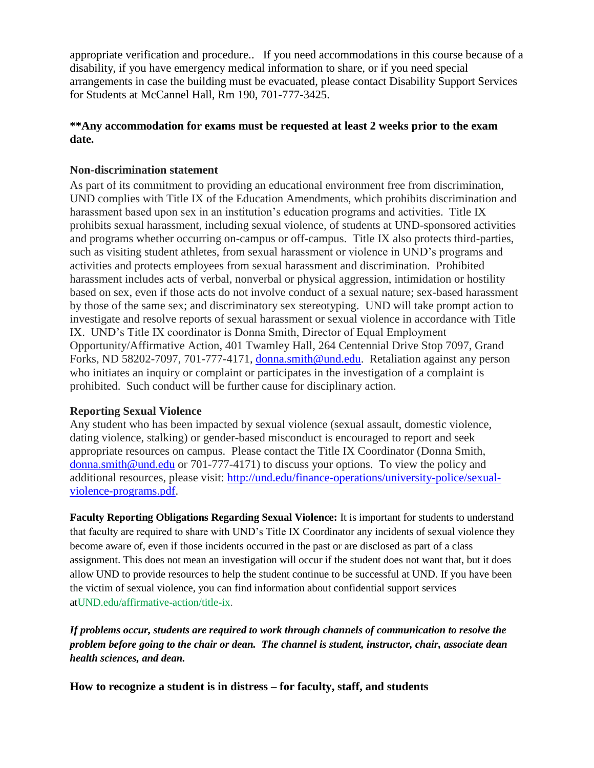appropriate verification and procedure.. If you need accommodations in this course because of a disability, if you have emergency medical information to share, or if you need special arrangements in case the building must be evacuated, please contact Disability Support Services for Students at McCannel Hall, Rm 190, 701-777-3425.

**\*\*Any accommodation for exams must be requested at least 2 weeks prior to the exam date.**

**Non-discrimination statement**

As part of its commitment to providing an educational environment free from discrimination, UND complies with Title IX of the Education Amendments, which prohibits discrimination and harassment based upon sex in an institution's education programs and activities. Title IX prohibits sexual harassment, including sexual violence, of students at UND-sponsored activities and programs whether occurring on-campus or off-campus. Title IX also protects third-parties, such as visiting student athletes, from sexual harassment or violence in UND's programs and activities and protects employees from sexual harassment and discrimination. Prohibited harassment includes acts of verbal, nonverbal or physical aggression, intimidation or hostility based on sex, even if those acts do not involve conduct of a sexual nature; sex-based harassment by those of the same sex; and discriminatory sex stereotyping. UND will take prompt action to investigate and resolve reports of sexual harassment or sexual violence in accordance with Title IX. UND's Title IX coordinator is Donna Smith, Director of Equal Employment Opportunity/Affirmative Action, 401 Twamley Hall, 264 Centennial Drive Stop 7097, Grand Forks, ND 58202-7097, 701-777-4171, donna.smith@und.edu. Retaliation against any person who initiates an inquiry or complaint or participates in the investigation of a complaint is prohibited. Such conduct will be further cause for disciplinary action.

**Reporting Sexual Violence**

Any student who has been impacted by sexual violence (sexual assault, domestic violence, dating violence, stalking) or gender-based misconduct is encouraged to report and seek appropriate resources on campus. Please contact the Title IX Coordinator (Donna Smith, donna.smith@und.edu or 701-777-4171) to discuss your options. To view the policy and additional resources, please visit: http://und.edu/finance-operations/university-police/sexual-violence-programs.pdf.

**Faculty Reporting Obligations Regarding Sexual Violence:** It is important for students to understand that faculty are required to share with UND's Title IX Coordinator any incidents of sexual violence they become aware of, even if those incidents occurred in the past or are disclosed as part of a class assignment. This does not mean an investigation will occur if the student does not want that, but it does allow UND to provide resources to help the student continue to be successful at UND. If you have been the victim of sexual violence, you can find information about confidential support services atUND.edu/affirmative-action/title-ix.

***If problems occur, students are required to work through channels of communication to resolve the problem before going to the chair or dean. The channel is student, instructor, chair, associate dean health sciences, and dean.***

**How to recognize a student is in distress – for faculty, staff, and students**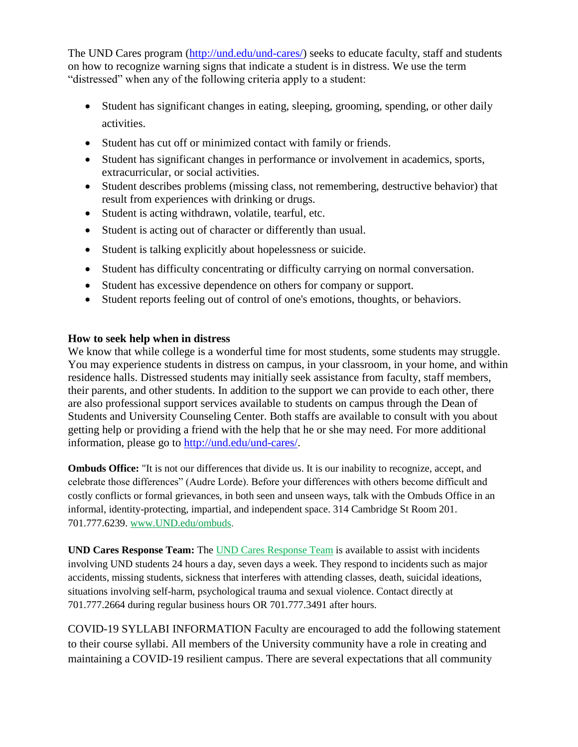The UND Cares program (http://und.edu/und-cares/) seeks to educate faculty, staff and students on how to recognize warning signs that indicate a student is in distress. We use the term "distressed" when any of the following criteria apply to a student:

- Student has significant changes in eating, sleeping, grooming, spending, or other daily activities.
- Student has cut off or minimized contact with family or friends.
- Student has significant changes in performance or involvement in academics, sports, extracurricular, or social activities.
- Student describes problems (missing class, not remembering, destructive behavior) that result from experiences with drinking or drugs.
- Student is acting withdrawn, volatile, tearful, etc.
- Student is acting out of character or differently than usual.
- Student is talking explicitly about hopelessness or suicide.
- Student has difficulty concentrating or difficulty carrying on normal conversation.
- Student has excessive dependence on others for company or support.
- Student reports feeling out of control of one's emotions, thoughts, or behaviors.

**How to seek help when in distress**

We know that while college is a wonderful time for most students, some students may struggle. You may experience students in distress on campus, in your classroom, in your home, and within residence halls. Distressed students may initially seek assistance from faculty, staff members, their parents, and other students. In addition to the support we can provide to each other, there are also professional support services available to students on campus through the Dean of Students and University Counseling Center. Both staffs are available to consult with you about getting help or providing a friend with the help that he or she may need. For more additional information, please go to http://und.edu/und-cares/.

**Ombuds Office:** "It is not our differences that divide us. It is our inability to recognize, accept, and celebrate those differences" (Audre Lorde). Before your differences with others become difficult and costly conflicts or formal grievances, in both seen and unseen ways, talk with the Ombuds Office in an informal, identity-protecting, impartial, and independent space. 314 Cambridge St Room 201. 701.777.6239. www.UND.edu/ombuds.

**UND Cares Response Team:** The UND Cares Response Team is available to assist with incidents involving UND students 24 hours a day, seven days a week. They respond to incidents such as major accidents, missing students, sickness that interferes with attending classes, death, suicidal ideations, situations involving self-harm, psychological trauma and sexual violence. Contact directly at 701.777.2664 during regular business hours OR 701.777.3491 after hours.

COVID-19 SYLLABI INFORMATION Faculty are encouraged to add the following statement to their course syllabi. All members of the University community have a role in creating and maintaining a COVID-19 resilient campus. There are several expectations that all community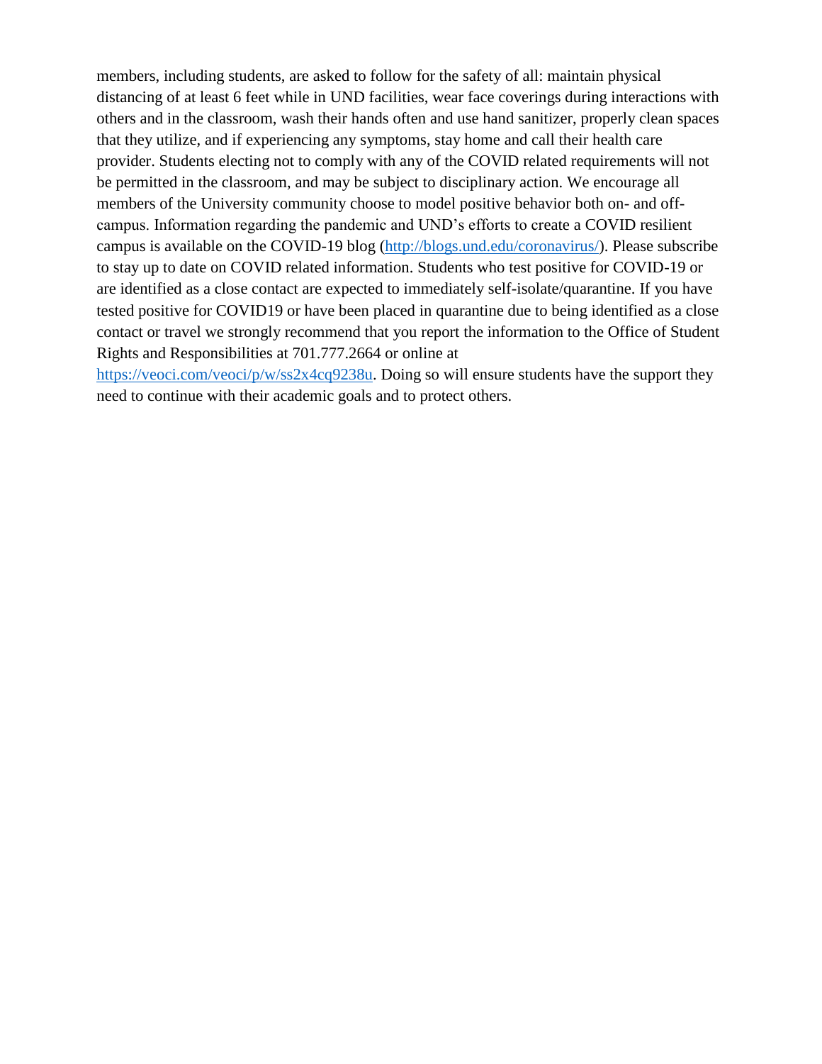members, including students, are asked to follow for the safety of all: maintain physical distancing of at least 6 feet while in UND facilities, wear face coverings during interactions with others and in the classroom, wash their hands often and use hand sanitizer, properly clean spaces that they utilize, and if experiencing any symptoms, stay home and call their health care provider. Students electing not to comply with any of the COVID related requirements will not be permitted in the classroom, and may be subject to disciplinary action. We encourage all members of the University community choose to model positive behavior both on- and off-campus. Information regarding the pandemic and UND's efforts to create a COVID resilient campus is available on the COVID-19 blog (http://blogs.und.edu/coronavirus/). Please subscribe to stay up to date on COVID related information. Students who test positive for COVID-19 or are identified as a close contact are expected to immediately self-isolate/quarantine. If you have tested positive for COVID19 or have been placed in quarantine due to being identified as a close contact or travel we strongly recommend that you report the information to the Office of Student Rights and Responsibilities at 701.777.2664 or online at https://veoci.com/veoci/p/w/ss2x4cq9238u. Doing so will ensure students have the support they need to continue with their academic goals and to protect others.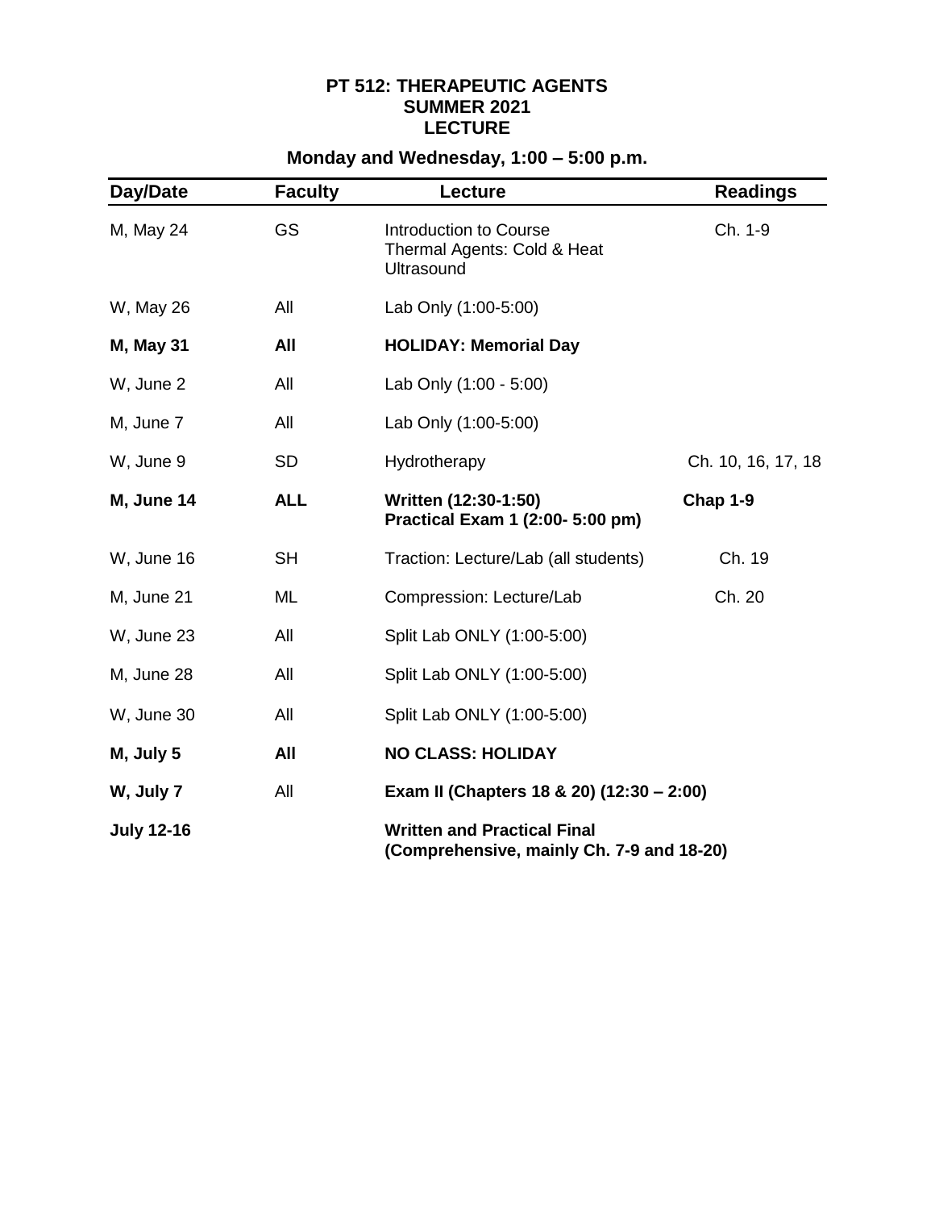# PT 512: THERAPEUTIC AGENTS
## SUMMER 2021
## LECTURE

### Monday and Wednesday, 1:00 – 5:00 p.m.

| Day/Date | Faculty | Lecture | Readings |
|---|---|---|---|
| M, May 24 | GS | Introduction to Course<br>Thermal Agents: Cold & Heat<br>Ultrasound | Ch. 1-9 |
| W, May 26 | All | Lab Only (1:00-5:00) | |
| **M, May 31** | **All** | **HOLIDAY: Memorial Day** | |
| W, June 2 | All | Lab Only (1:00 - 5:00) | |
| M, June 7 | All | Lab Only (1:00-5:00) | |
| W, June 9 | SD | Hydrotherapy | Ch. 10, 16, 17, 18 |
| **M, June 14** | **ALL** | **Written (12:30-1:50)<br>Practical Exam 1 (2:00- 5:00 pm)** | **Chap 1-9** |
| W, June 16 | SH | Traction: Lecture/Lab (all students) | Ch. 19 |
| M, June 21 | ML | Compression: Lecture/Lab | Ch. 20 |
| W, June 23 | All | Split Lab ONLY (1:00-5:00) | |
| M, June 28 | All | Split Lab ONLY (1:00-5:00) | |
| W, June 30 | All | Split Lab ONLY (1:00-5:00) | |
| **M, July 5** | **All** | **NO CLASS: HOLIDAY** | |
| **W, July 7** | All | **Exam II (Chapters 18 & 20) (12:30 – 2:00)** | |
| **July 12-16** | | **Written and Practical Final<br>(Comprehensive, mainly Ch. 7-9 and 18-20)** | |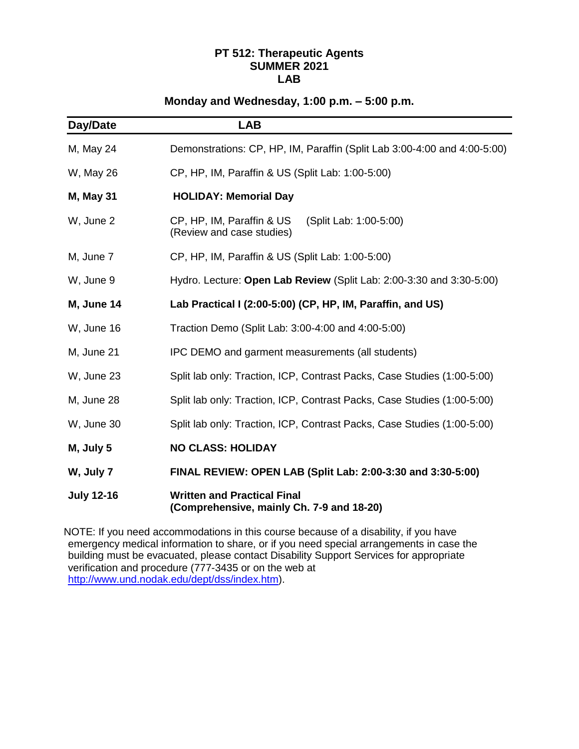# PT 512: Therapeutic Agents
# SUMMER 2021
# LAB

## Monday and Wednesday, 1:00 p.m. – 5:00 p.m.

| Day/Date | LAB |
|---|---|
| M, May 24 | Demonstrations: CP, HP, IM, Paraffin (Split Lab 3:00-4:00 and 4:00-5:00) |
| W, May 26 | CP, HP, IM, Paraffin & US (Split Lab: 1:00-5:00) |
| **M, May 31** | **HOLIDAY: Memorial Day** |
| W, June 2 | CP, HP, IM, Paraffin & US (Split Lab: 1:00-5:00) (Review and case studies) |
| M, June 7 | CP, HP, IM, Paraffin & US (Split Lab: 1:00-5:00) |
| W, June 9 | Hydro. Lecture: **Open Lab Review** (Split Lab: 2:00-3:30 and 3:30-5:00) |
| **M, June 14** | **Lab Practical I (2:00-5:00) (CP, HP, IM, Paraffin, and US)** |
| W, June 16 | Traction Demo (Split Lab: 3:00-4:00 and 4:00-5:00) |
| M, June 21 | IPC DEMO and garment measurements (all students) |
| W, June 23 | Split lab only: Traction, ICP, Contrast Packs, Case Studies (1:00-5:00) |
| M, June 28 | Split lab only: Traction, ICP, Contrast Packs, Case Studies (1:00-5:00) |
| W, June 30 | Split lab only: Traction, ICP, Contrast Packs, Case Studies (1:00-5:00) |
| **M, July 5** | **NO CLASS: HOLIDAY** |
| **W, July 7** | **FINAL REVIEW: OPEN LAB (Split Lab: 2:00-3:30 and 3:30-5:00)** |
| **July 12-16** | **Written and Practical Final (Comprehensive, mainly Ch. 7-9 and 18-20)** |

NOTE: If you need accommodations in this course because of a disability, if you have emergency medical information to share, or if you need special arrangements in case the building must be evacuated, please contact Disability Support Services for appropriate verification and procedure (777-3435 or on the web at http://www.und.nodak.edu/dept/dss/index.htm).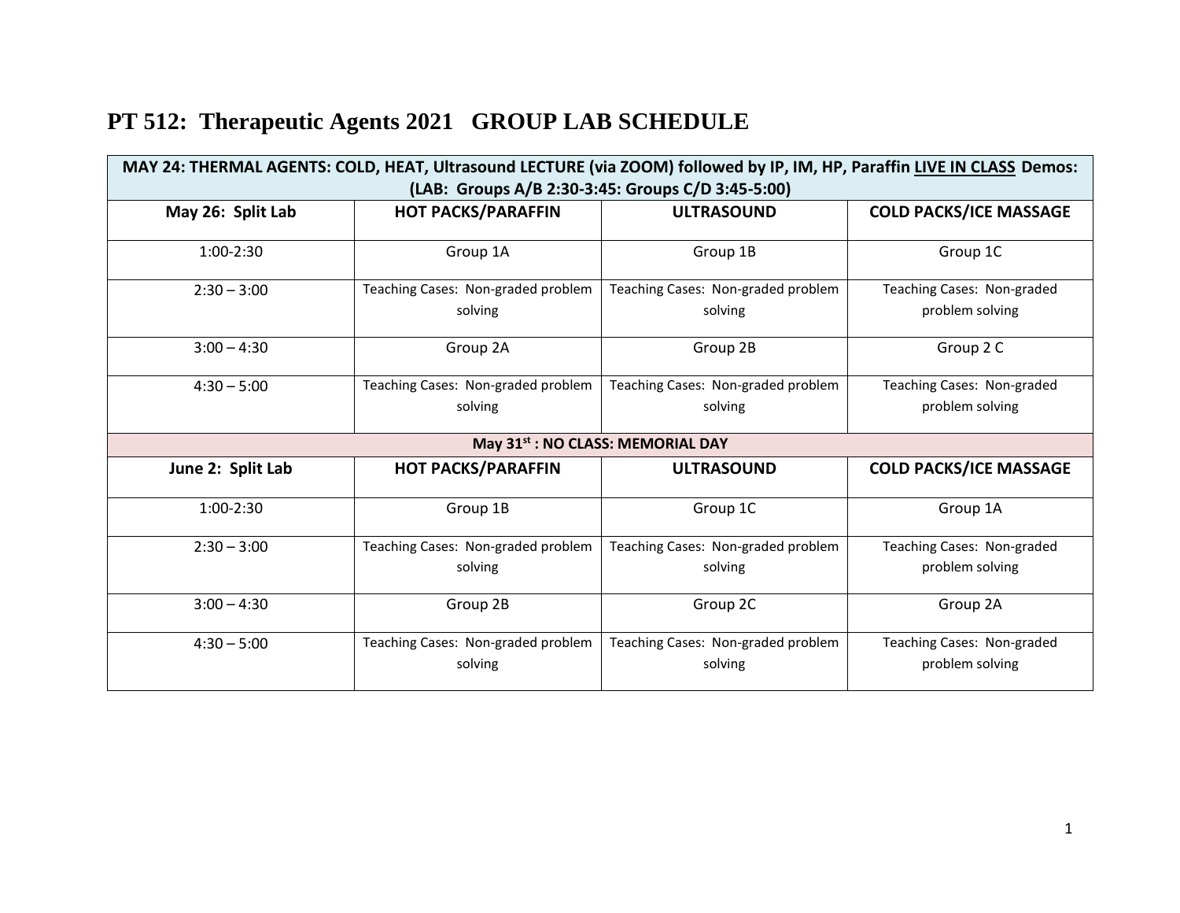# PT 512: Therapeutic Agents 2021 GROUP LAB SCHEDULE

| MAY 24: THERMAL AGENTS: COLD, HEAT, Ultrasound LECTURE (via ZOOM) followed by IP, IM, HP, Paraffin LIVE IN CLASS Demos: (LAB: Groups A/B 2:30-3:45: Groups C/D 3:45-5:00) | | | |
|---|---|---|---|
| **May 26: Split Lab** | **HOT PACKS/PARAFFIN** | **ULTRASOUND** | **COLD PACKS/ICE MASSAGE** |
| 1:00-2:30 | Group 1A | Group 1B | Group 1C |
| 2:30 – 3:00 | Teaching Cases: Non-graded problem solving | Teaching Cases: Non-graded problem solving | Teaching Cases: Non-graded problem solving |
| 3:00 – 4:30 | Group 2A | Group 2B | Group 2 C |
| 4:30 – 5:00 | Teaching Cases: Non-graded problem solving | Teaching Cases: Non-graded problem solving | Teaching Cases: Non-graded problem solving |
| **May 31st : NO CLASS: MEMORIAL DAY** | | | |
| **June 2: Split Lab** | **HOT PACKS/PARAFFIN** | **ULTRASOUND** | **COLD PACKS/ICE MASSAGE** |
| 1:00-2:30 | Group 1B | Group 1C | Group 1A |
| 2:30 – 3:00 | Teaching Cases: Non-graded problem solving | Teaching Cases: Non-graded problem solving | Teaching Cases: Non-graded problem solving |
| 3:00 – 4:30 | Group 2B | Group 2C | Group 2A |
| 4:30 – 5:00 | Teaching Cases: Non-graded problem solving | Teaching Cases: Non-graded problem solving | Teaching Cases: Non-graded problem solving |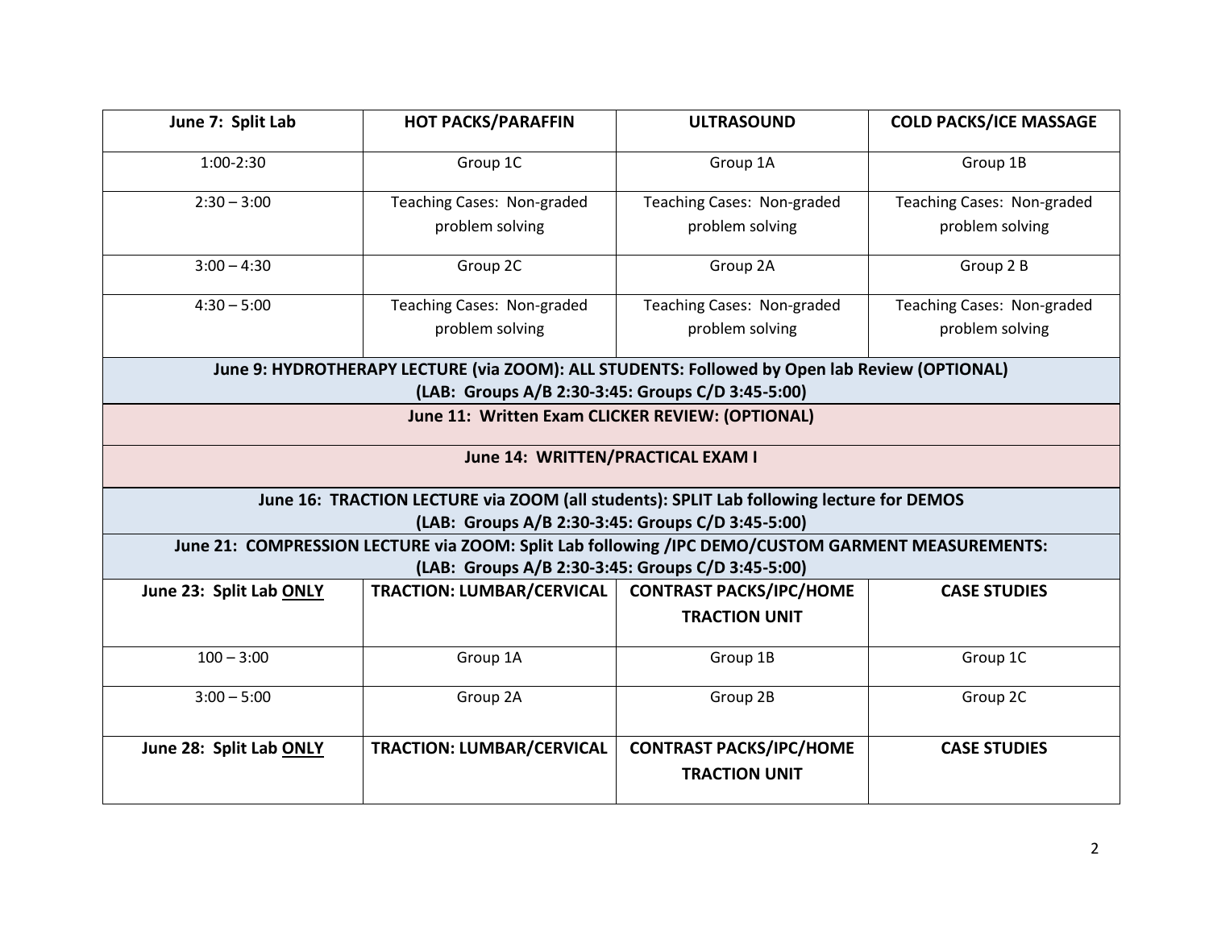| **June 7: Split Lab** | **HOT PACKS/PARAFFIN** | **ULTRASOUND** | **COLD PACKS/ICE MASSAGE** |
|---|---|---|---|
| 1:00-2:30 | Group 1C | Group 1A | Group 1B |
| 2:30 – 3:00 | Teaching Cases: Non-graded problem solving | Teaching Cases: Non-graded problem solving | Teaching Cases: Non-graded problem solving |
| 3:00 – 4:30 | Group 2C | Group 2A | Group 2 B |
| 4:30 – 5:00 | Teaching Cases: Non-graded problem solving | Teaching Cases: Non-graded problem solving | Teaching Cases: Non-graded problem solving |
| **June 9: HYDROTHERAPY LECTURE (via ZOOM): ALL STUDENTS: Followed by Open lab Review (OPTIONAL) (LAB: Groups A/B 2:30-3:45: Groups C/D 3:45-5:00)** | | | |
| **June 11: Written Exam CLICKER REVIEW: (OPTIONAL)** | | | |
| **June 14: WRITTEN/PRACTICAL EXAM I** | | | |
| **June 16: TRACTION LECTURE via ZOOM (all students): SPLIT Lab following lecture for DEMOS (LAB: Groups A/B 2:30-3:45: Groups C/D 3:45-5:00)** | | | |
| **June 21: COMPRESSION LECTURE via ZOOM: Split Lab following /IPC DEMO/CUSTOM GARMENT MEASUREMENTS: (LAB: Groups A/B 2:30-3:45: Groups C/D 3:45-5:00)** | | | |
| **June 23: Split Lab <u>ONLY</u>** | **TRACTION: LUMBAR/CERVICAL** | **CONTRAST PACKS/IPC/HOME TRACTION UNIT** | **CASE STUDIES** |
| 100 – 3:00 | Group 1A | Group 1B | Group 1C |
| 3:00 – 5:00 | Group 2A | Group 2B | Group 2C |
| **June 28: Split Lab <u>ONLY</u>** | **TRACTION: LUMBAR/CERVICAL** | **CONTRAST PACKS/IPC/HOME TRACTION UNIT** | **CASE STUDIES** |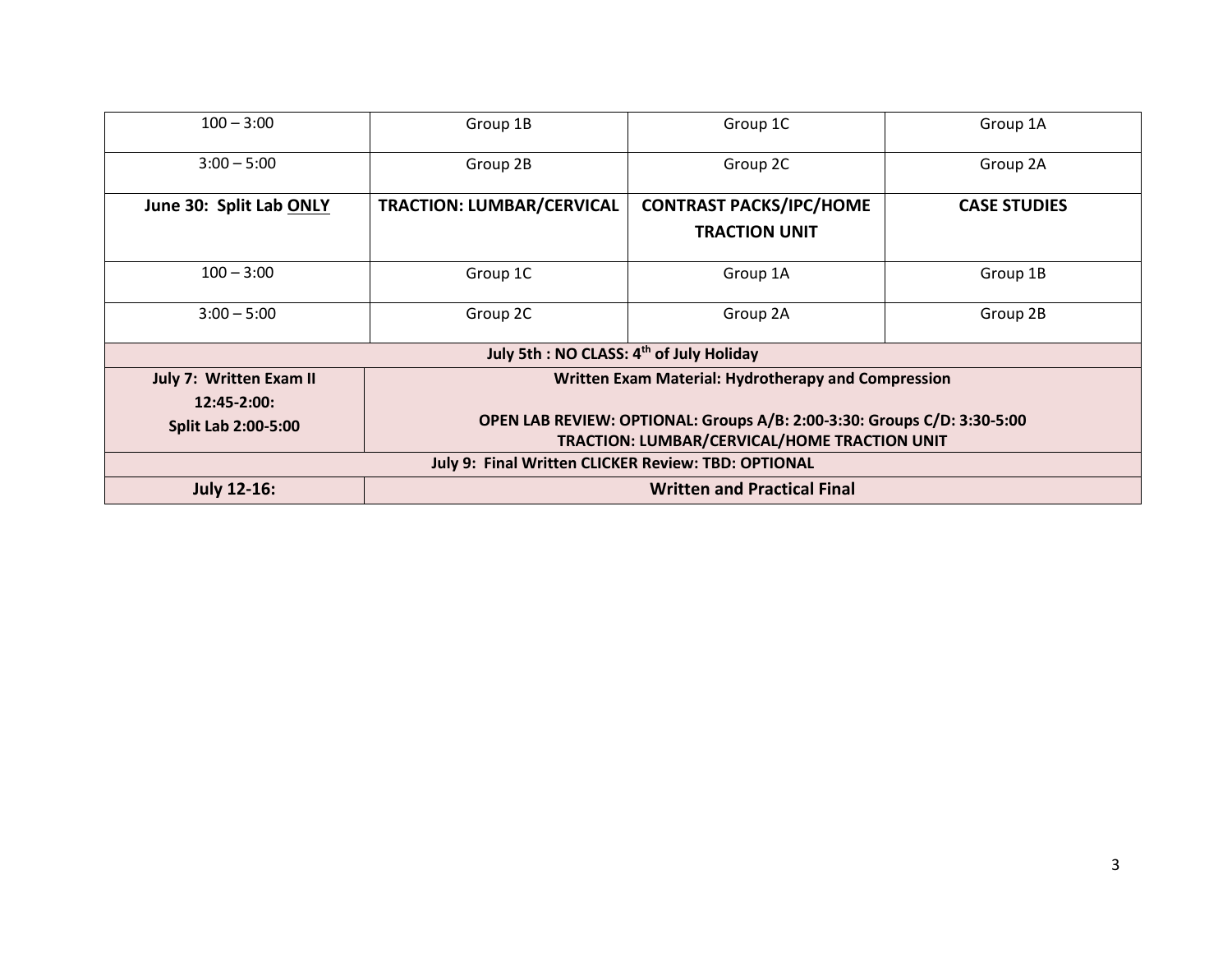| | | | |
|---|---|---|---|
| 100 – 3:00 | Group 1B | Group 1C | Group 1A |
| 3:00 – 5:00 | Group 2B | Group 2C | Group 2A |
| **June 30: Split Lab ONLY** | **TRACTION: LUMBAR/CERVICAL** | **CONTRAST PACKS/IPC/HOME TRACTION UNIT** | **CASE STUDIES** |
| 100 – 3:00 | Group 1C | Group 1A | Group 1B |
| 3:00 – 5:00 | Group 2C | Group 2A | Group 2B |
| **July 5th : NO CLASS: 4th of July Holiday** | | | |
| **July 7: Written Exam II 12:45-2:00: Split Lab 2:00-5:00** | **Written Exam Material: Hydrotherapy and Compression**<br><br>**OPEN LAB REVIEW: OPTIONAL: Groups A/B: 2:00-3:30: Groups C/D: 3:30-5:00 TRACTION: LUMBAR/CERVICAL/HOME TRACTION UNIT** | | |
| **July 9: Final Written CLICKER Review: TBD: OPTIONAL** | | | |
| **July 12-16:** | **Written and Practical Final** | | |